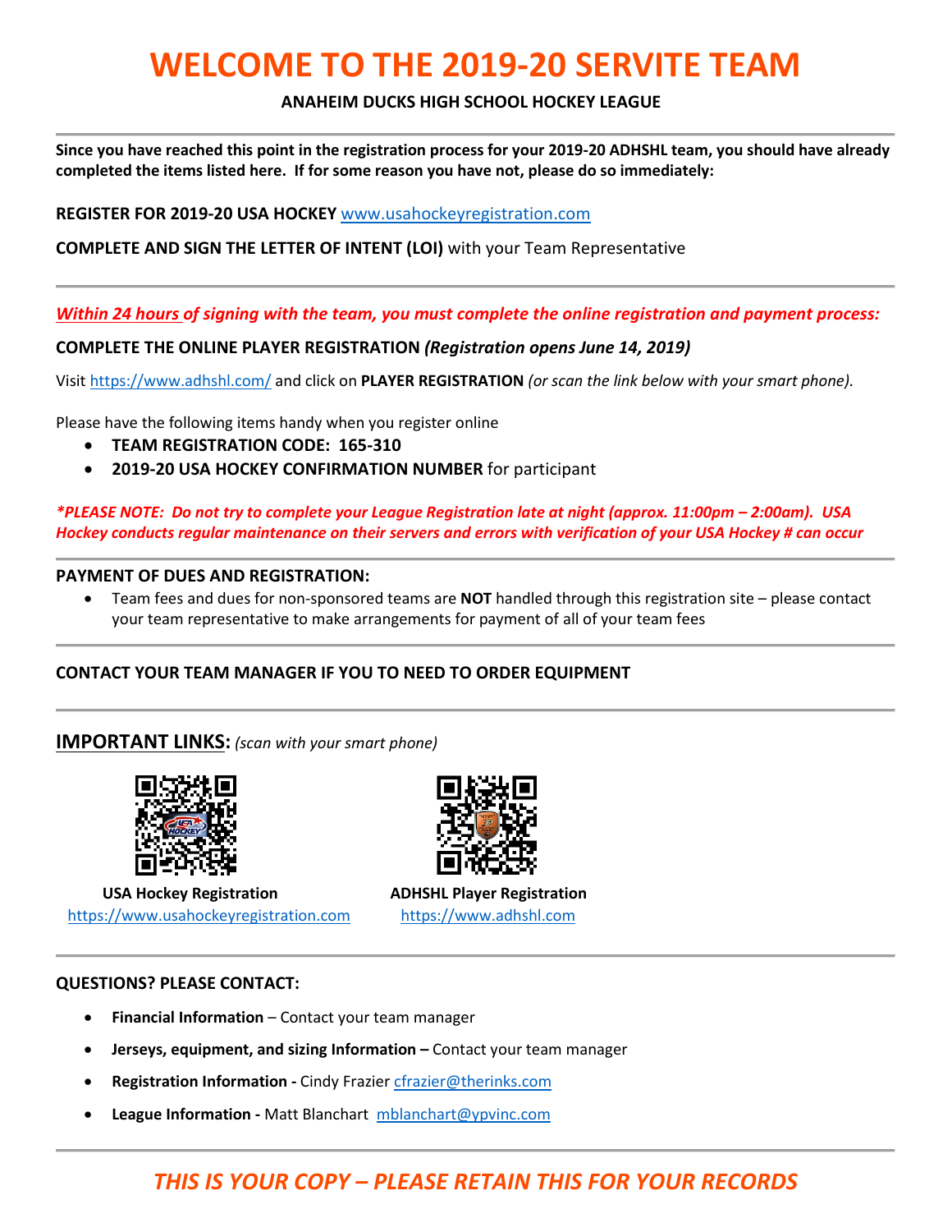# WELCOME TO THE 2019-20 SERVITE TEAM

**ANAHEIM DUCKS HIGH SCHOOL HOCKEY LEAGUE**

---

**Since you have reached this point in the registration process for your 2019-20 ADHSHL team, you should have already completed the items listed here. If for some reason you have not, please do so immediately:**

**REGISTER FOR 2019-20 USA HOCKEY** www.usahockeyregistration.com

**COMPLETE AND SIGN THE LETTER OF INTENT (LOI)** with your Team Representative

---

***Within 24 hours of signing with the team, you must complete the online registration and payment process:***

**COMPLETE THE ONLINE PLAYER REGISTRATION** ***(Registration opens June 14, 2019)***

Visit https://www.adhshl.com/ and click on **PLAYER REGISTRATION** *(or scan the link below with your smart phone).*

Please have the following items handy when you register online

- **TEAM REGISTRATION CODE: 165-310**
- **2019-20 USA HOCKEY CONFIRMATION NUMBER** for participant

***\*PLEASE NOTE: Do not try to complete your League Registration late at night (approx. 11:00pm – 2:00am). USA Hockey conducts regular maintenance on their servers and errors with verification of your USA Hockey # can occur***

---

**PAYMENT OF DUES AND REGISTRATION:**

- Team fees and dues for non-sponsored teams are **NOT** handled through this registration site – please contact your team representative to make arrangements for payment of all of your team fees

---

**CONTACT YOUR TEAM MANAGER IF YOU TO NEED TO ORDER EQUIPMENT**

---

## IMPORTANT LINKS: *(scan with your smart phone)*

**USA Hockey Registration**
https://www.usahockeyregistration.com

**ADHSHL Player Registration**
https://www.adhshl.com

---

**QUESTIONS? PLEASE CONTACT:**

- **Financial Information** – Contact your team manager
- **Jerseys, equipment, and sizing Information –** Contact your team manager
- **Registration Information -** Cindy Frazier cfrazier@therinks.com
- **League Information -** Matt Blanchart mblanchart@ypvinc.com

---

***THIS IS YOUR COPY – PLEASE RETAIN THIS FOR YOUR RECORDS***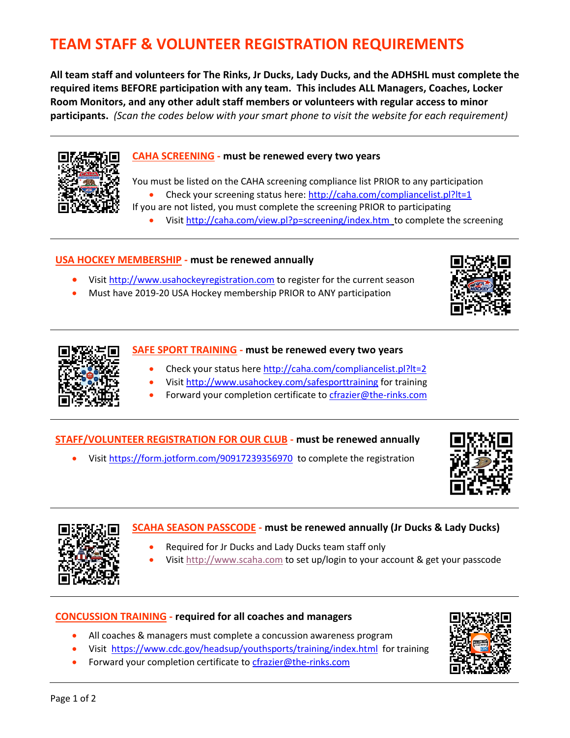# TEAM STAFF & VOLUNTEER REGISTRATION REQUIREMENTS

**All team staff and volunteers for The Rinks, Jr Ducks, Lady Ducks, and the ADHSHL must complete the required items BEFORE participation with any team. This includes ALL Managers, Coaches, Locker Room Monitors, and any other adult staff members or volunteers with regular access to minor participants.** *(Scan the codes below with your smart phone to visit the website for each requirement)*

---

## CAHA SCREENING - must be renewed every two years

You must be listed on the CAHA screening compliance list PRIOR to any participation

- Check your screening status here: http://caha.com/compliancelist.pl?lt=1

If you are not listed, you must complete the screening PRIOR to participating

- Visit http://caha.com/view.pl?p=screening/index.htm to complete the screening

---

## USA HOCKEY MEMBERSHIP - must be renewed annually

- Visit http://www.usahockeyregistration.com to register for the current season
- Must have 2019-20 USA Hockey membership PRIOR to ANY participation

---

## SAFE SPORT TRAINING - must be renewed every two years

- Check your status here http://caha.com/compliancelist.pl?lt=2
- Visit http://www.usahockey.com/safesporttraining for training
- Forward your completion certificate to cfrazier@the-rinks.com

---

## STAFF/VOLUNTEER REGISTRATION FOR OUR CLUB - must be renewed annually

- Visit https://form.jotform.com/90917239356970 to complete the registration

---

## SCAHA SEASON PASSCODE - must be renewed annually (Jr Ducks & Lady Ducks)

- Required for Jr Ducks and Lady Ducks team staff only
- Visit http://www.scaha.com to set up/login to your account & get your passcode

---

## CONCUSSION TRAINING - required for all coaches and managers

- All coaches & managers must complete a concussion awareness program
- Visit https://www.cdc.gov/headsup/youthsports/training/index.html for training
- Forward your completion certificate to cfrazier@the-rinks.com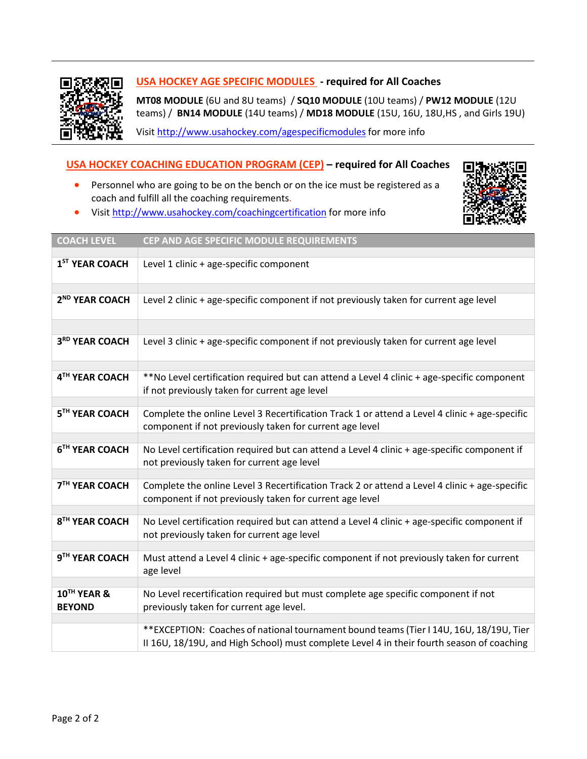## USA HOCKEY AGE SPECIFIC MODULES - required for All Coaches

**MT08 MODULE** (6U and 8U teams) / **SQ10 MODULE** (10U teams) / **PW12 MODULE** (12U teams) / **BN14 MODULE** (14U teams) / **MD18 MODULE** (15U, 16U, 18U,HS , and Girls 19U)

Visit http://www.usahockey.com/agespecificmodules for more info

## USA HOCKEY COACHING EDUCATION PROGRAM (CEP) – required for All Coaches

- Personnel who are going to be on the bench or on the ice must be registered as a coach and fulfill all the coaching requirements.
- Visit http://www.usahockey.com/coachingcertification for more info

| COACH LEVEL | CEP AND AGE SPECIFIC MODULE REQUIREMENTS |
|---|---|
| 1ST YEAR COACH | Level 1 clinic + age-specific component |
| 2ND YEAR COACH | Level 2 clinic + age-specific component if not previously taken for current age level |
| 3RD YEAR COACH | Level 3 clinic + age-specific component if not previously taken for current age level |
| 4TH YEAR COACH | **No Level certification required but can attend a Level 4 clinic + age-specific component if not previously taken for current age level |
| 5TH YEAR COACH | Complete the online Level 3 Recertification Track 1 or attend a Level 4 clinic + age-specific component if not previously taken for current age level |
| 6TH YEAR COACH | No Level certification required but can attend a Level 4 clinic + age-specific component if not previously taken for current age level |
| 7TH YEAR COACH | Complete the online Level 3 Recertification Track 2 or attend a Level 4 clinic + age-specific component if not previously taken for current age level |
| 8TH YEAR COACH | No Level certification required but can attend a Level 4 clinic + age-specific component if not previously taken for current age level |
| 9TH YEAR COACH | Must attend a Level 4 clinic + age-specific component if not previously taken for current age level |
| 10TH YEAR & BEYOND | No Level recertification required but must complete age specific component if not previously taken for current age level. |
| | **EXCEPTION: Coaches of national tournament bound teams (Tier I 14U, 16U, 18/19U, Tier II 16U, 18/19U, and High School) must complete Level 4 in their fourth season of coaching |